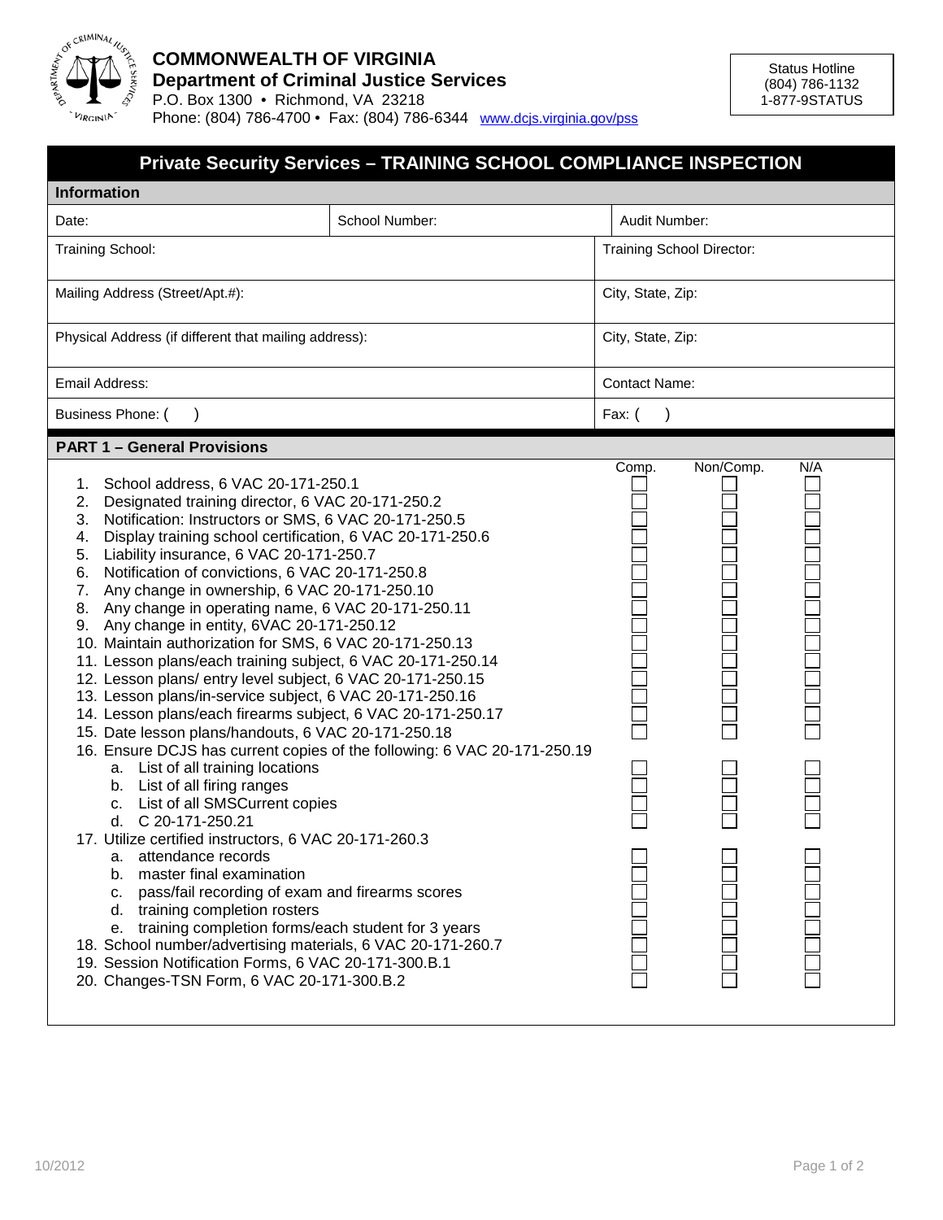**COMMONWEALTH OF VIRGINIA**
**Department of Criminal Justice Services**
P.O. Box 1300 • Richmond, VA 23218
Phone: (804) 786-4700 • Fax: (804) 786-6344 www.dcjs.virginia.gov/pss

Status Hotline
(804) 786-1132
1-877-9STATUS

# Private Security Services – TRAINING SCHOOL COMPLIANCE INSPECTION

## Information

| Date: | School Number: | Audit Number: |
|---|---|---|
| Training School: | | Training School Director: |
| Mailing Address (Street/Apt.#): | | City, State, Zip: |
| Physical Address (if different that mailing address): | | City, State, Zip: |
| Email Address: | | Contact Name: |
| Business Phone: ( ) | | Fax: ( ) |

## PART 1 – General Provisions

| Item | Comp. | Non/Comp. | N/A |
|---|---|---|---|
| 1. School address, 6 VAC 20-171-250.1 | ☐ | ☐ | ☐ |
| 2. Designated training director, 6 VAC 20-171-250.2 | ☐ | ☐ | ☐ |
| 3. Notification: Instructors or SMS, 6 VAC 20-171-250.5 | ☐ | ☐ | ☐ |
| 4. Display training school certification, 6 VAC 20-171-250.6 | ☐ | ☐ | ☐ |
| 5. Liability insurance, 6 VAC 20-171-250.7 | ☐ | ☐ | ☐ |
| 6. Notification of convictions, 6 VAC 20-171-250.8 | ☐ | ☐ | ☐ |
| 7. Any change in ownership, 6 VAC 20-171-250.10 | ☐ | ☐ | ☐ |
| 8. Any change in operating name, 6 VAC 20-171-250.11 | ☐ | ☐ | ☐ |
| 9. Any change in entity, 6VAC 20-171-250.12 | ☐ | ☐ | ☐ |
| 10. Maintain authorization for SMS, 6 VAC 20-171-250.13 | ☐ | ☐ | ☐ |
| 11. Lesson plans/each training subject, 6 VAC 20-171-250.14 | ☐ | ☐ | ☐ |
| 12. Lesson plans/ entry level subject, 6 VAC 20-171-250.15 | ☐ | ☐ | ☐ |
| 13. Lesson plans/in-service subject, 6 VAC 20-171-250.16 | ☐ | ☐ | ☐ |
| 14. Lesson plans/each firearms subject, 6 VAC 20-171-250.17 | ☐ | ☐ | ☐ |
| 15. Date lesson plans/handouts, 6 VAC 20-171-250.18 | ☐ | ☐ | ☐ |
| 16. Ensure DCJS has current copies of the following: 6 VAC 20-171-250.19 | | | |
| a. List of all training locations | ☐ | ☐ | ☐ |
| b. List of all firing ranges | ☐ | ☐ | ☐ |
| c. List of all SMSCurrent copies | ☐ | ☐ | ☐ |
| d. C 20-171-250.21 | ☐ | ☐ | ☐ |
| 17. Utilize certified instructors, 6 VAC 20-171-260.3 | | | |
| a. attendance records | ☐ | ☐ | ☐ |
| b. master final examination | ☐ | ☐ | ☐ |
| c. pass/fail recording of exam and firearms scores | ☐ | ☐ | ☐ |
| d. training completion rosters | ☐ | ☐ | ☐ |
| e. training completion forms/each student for 3 years | ☐ | ☐ | ☐ |
| 18. School number/advertising materials, 6 VAC 20-171-260.7 | ☐ | ☐ | ☐ |
| 19. Session Notification Forms, 6 VAC 20-171-300.B.1 | ☐ | ☐ | ☐ |
| 20. Changes-TSN Form, 6 VAC 20-171-300.B.2 | ☐ | ☐ | ☐ |

10/2012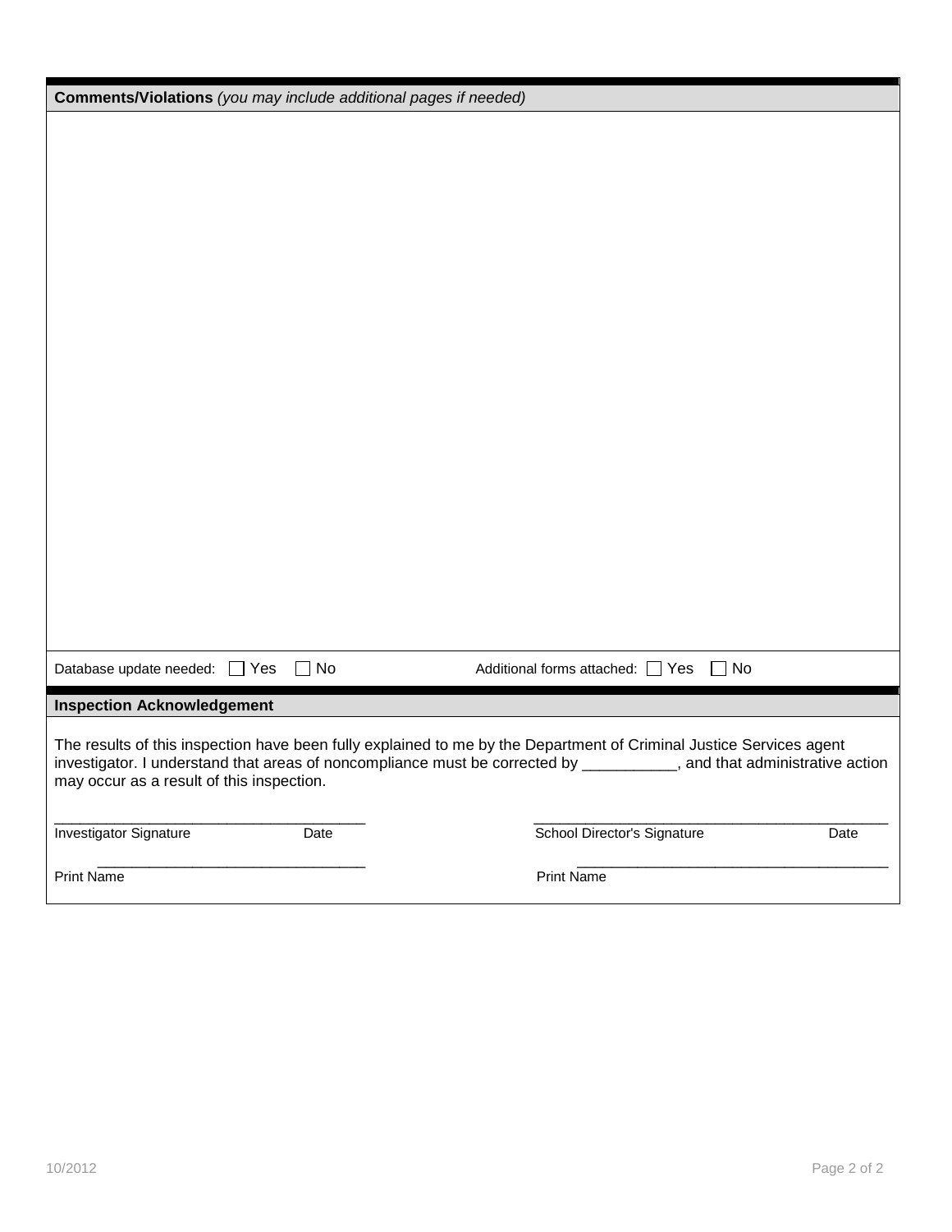**Comments/Violations** *(you may include additional pages if needed)*

Database update needed: ☐ Yes ☐ No

Additional forms attached: ☐ Yes ☐ No

**Inspection Acknowledgement**

The results of this inspection have been fully explained to me by the Department of Criminal Justice Services agent investigator. I understand that areas of noncompliance must be corrected by ___________, and that administrative action may occur as a result of this inspection.

______________________________________
Investigator Signature Date

______________________________________
School Director's Signature Date

______________________________________
Print Name

______________________________________
Print Name

10/2012